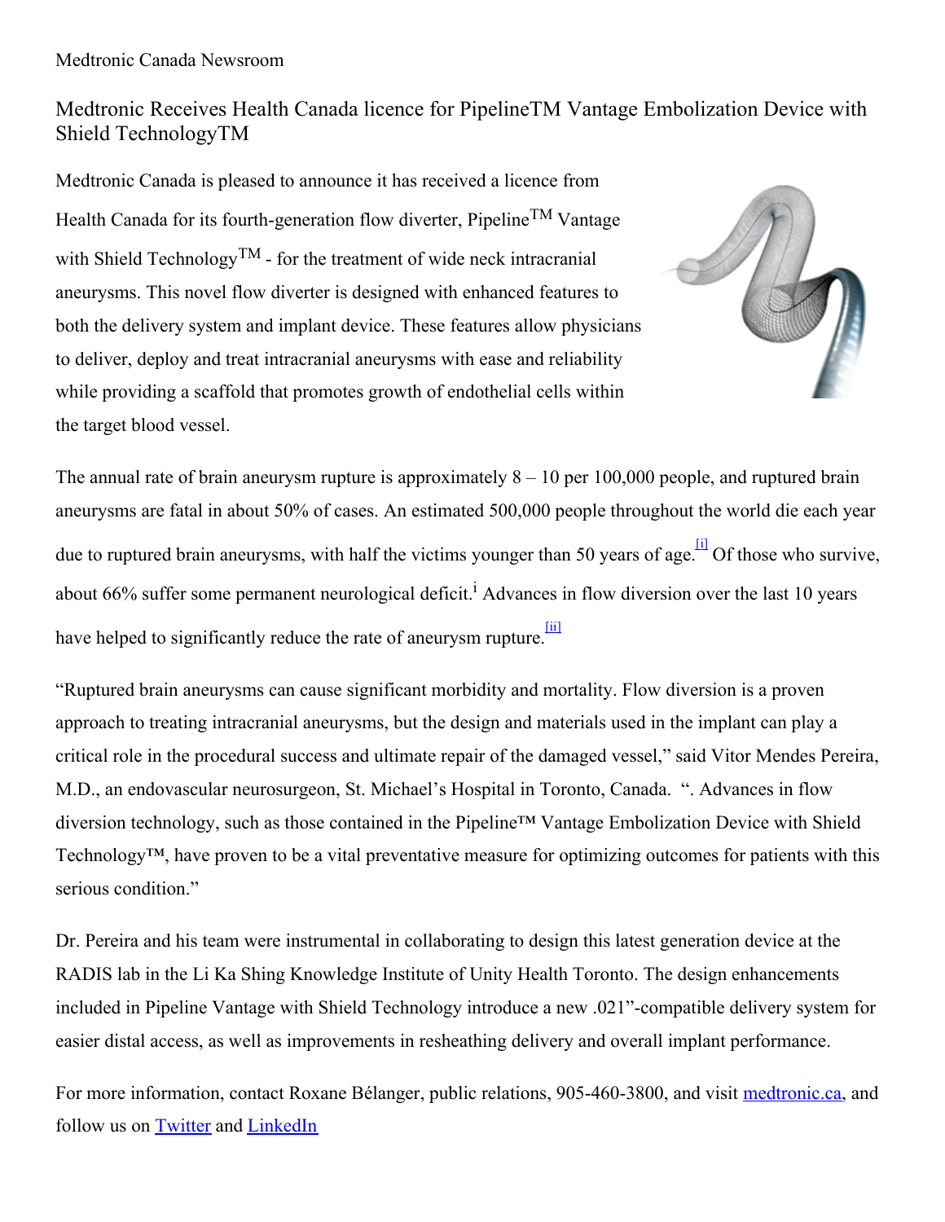Medtronic Canada Newsroom

# Medtronic Receives Health Canada licence for PipelineTM Vantage Embolization Device with Shield TechnologyTM

Medtronic Canada is pleased to announce it has received a licence from Health Canada for its fourth-generation flow diverter, PipelineTM Vantage with Shield TechnologyTM - for the treatment of wide neck intracranial aneurysms. This novel flow diverter is designed with enhanced features to both the delivery system and implant device. These features allow physicians to deliver, deploy and treat intracranial aneurysms with ease and reliability while providing a scaffold that promotes growth of endothelial cells within the target blood vessel.

The annual rate of brain aneurysm rupture is approximately 8 – 10 per 100,000 people, and ruptured brain aneurysms are fatal in about 50% of cases. An estimated 500,000 people throughout the world die each year due to ruptured brain aneurysms, with half the victims younger than 50 years of age.[i] Of those who survive, about 66% suffer some permanent neurological deficit.[i] Advances in flow diversion over the last 10 years have helped to significantly reduce the rate of aneurysm rupture.[ii]

“Ruptured brain aneurysms can cause significant morbidity and mortality. Flow diversion is a proven approach to treating intracranial aneurysms, but the design and materials used in the implant can play a critical role in the procedural success and ultimate repair of the damaged vessel,” said Vitor Mendes Pereira, M.D., an endovascular neurosurgeon, St. Michael’s Hospital in Toronto, Canada. “. Advances in flow diversion technology, such as those contained in the Pipeline™ Vantage Embolization Device with Shield Technology™, have proven to be a vital preventative measure for optimizing outcomes for patients with this serious condition.”

Dr. Pereira and his team were instrumental in collaborating to design this latest generation device at the RADIS lab in the Li Ka Shing Knowledge Institute of Unity Health Toronto. The design enhancements included in Pipeline Vantage with Shield Technology introduce a new .021”-compatible delivery system for easier distal access, as well as improvements in resheathing delivery and overall implant performance.

For more information, contact Roxane Bélanger, public relations, 905-460-3800, and visit medtronic.ca, and follow us on Twitter and LinkedIn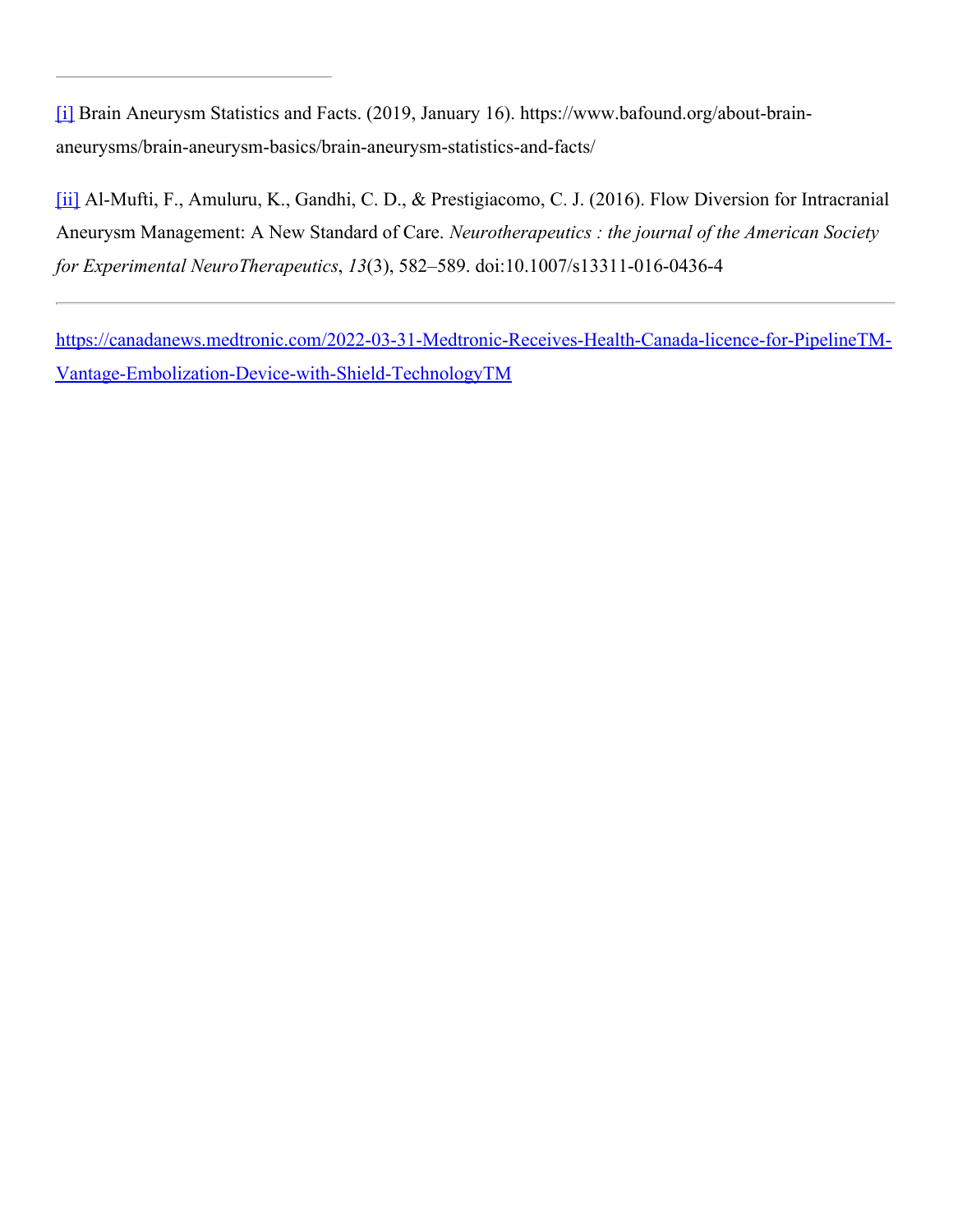---

[i] Brain Aneurysm Statistics and Facts. (2019, January 16). https://www.bafound.org/about-brain-aneurysms/brain-aneurysm-basics/brain-aneurysm-statistics-and-facts/

[ii] Al-Mufti, F., Amuluru, K., Gandhi, C. D., & Prestigiacomo, C. J. (2016). Flow Diversion for Intracranial Aneurysm Management: A New Standard of Care. *Neurotherapeutics : the journal of the American Society for Experimental NeuroTherapeutics*, *13*(3), 582–589. doi:10.1007/s13311-016-0436-4

---

https://canadanews.medtronic.com/2022-03-31-Medtronic-Receives-Health-Canada-licence-for-PipelineTM-Vantage-Embolization-Device-with-Shield-TechnologyTM